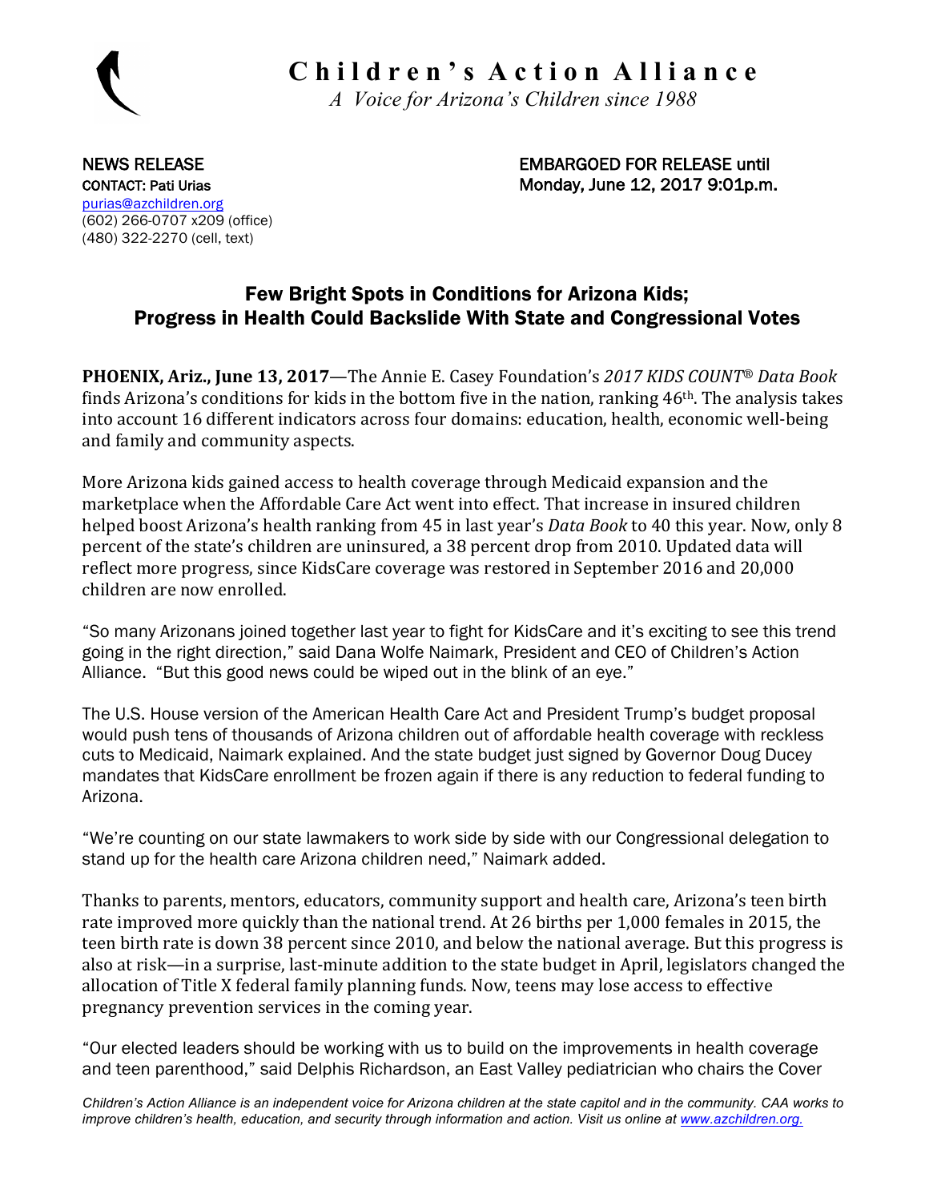# Children's Action Alliance

*A Voice for Arizona's Children since 1988*

NEWS RELEASE
CONTACT: Pati Urias
purias@azchildren.org
(602) 266-0707 x209 (office)
(480) 322-2270 (cell, text)

EMBARGOED FOR RELEASE until
Monday, June 12, 2017 9:01p.m.

## Few Bright Spots in Conditions for Arizona Kids; Progress in Health Could Backslide With State and Congressional Votes

**PHOENIX, Ariz., June 13, 2017**—The Annie E. Casey Foundation's *2017 KIDS COUNT® Data Book* finds Arizona's conditions for kids in the bottom five in the nation, ranking 46th. The analysis takes into account 16 different indicators across four domains: education, health, economic well-being and family and community aspects.

More Arizona kids gained access to health coverage through Medicaid expansion and the marketplace when the Affordable Care Act went into effect. That increase in insured children helped boost Arizona's health ranking from 45 in last year's *Data Book* to 40 this year. Now, only 8 percent of the state's children are uninsured, a 38 percent drop from 2010. Updated data will reflect more progress, since KidsCare coverage was restored in September 2016 and 20,000 children are now enrolled.

"So many Arizonans joined together last year to fight for KidsCare and it's exciting to see this trend going in the right direction," said Dana Wolfe Naimark, President and CEO of Children's Action Alliance. "But this good news could be wiped out in the blink of an eye."

The U.S. House version of the American Health Care Act and President Trump's budget proposal would push tens of thousands of Arizona children out of affordable health coverage with reckless cuts to Medicaid, Naimark explained. And the state budget just signed by Governor Doug Ducey mandates that KidsCare enrollment be frozen again if there is any reduction to federal funding to Arizona.

"We're counting on our state lawmakers to work side by side with our Congressional delegation to stand up for the health care Arizona children need," Naimark added.

Thanks to parents, mentors, educators, community support and health care, Arizona's teen birth rate improved more quickly than the national trend. At 26 births per 1,000 females in 2015, the teen birth rate is down 38 percent since 2010, and below the national average. But this progress is also at risk—in a surprise, last-minute addition to the state budget in April, legislators changed the allocation of Title X federal family planning funds. Now, teens may lose access to effective pregnancy prevention services in the coming year.

"Our elected leaders should be working with us to build on the improvements in health coverage and teen parenthood," said Delphis Richardson, an East Valley pediatrician who chairs the Cover

*Children's Action Alliance is an independent voice for Arizona children at the state capitol and in the community. CAA works to improve children's health, education, and security through information and action. Visit us online at www.azchildren.org.*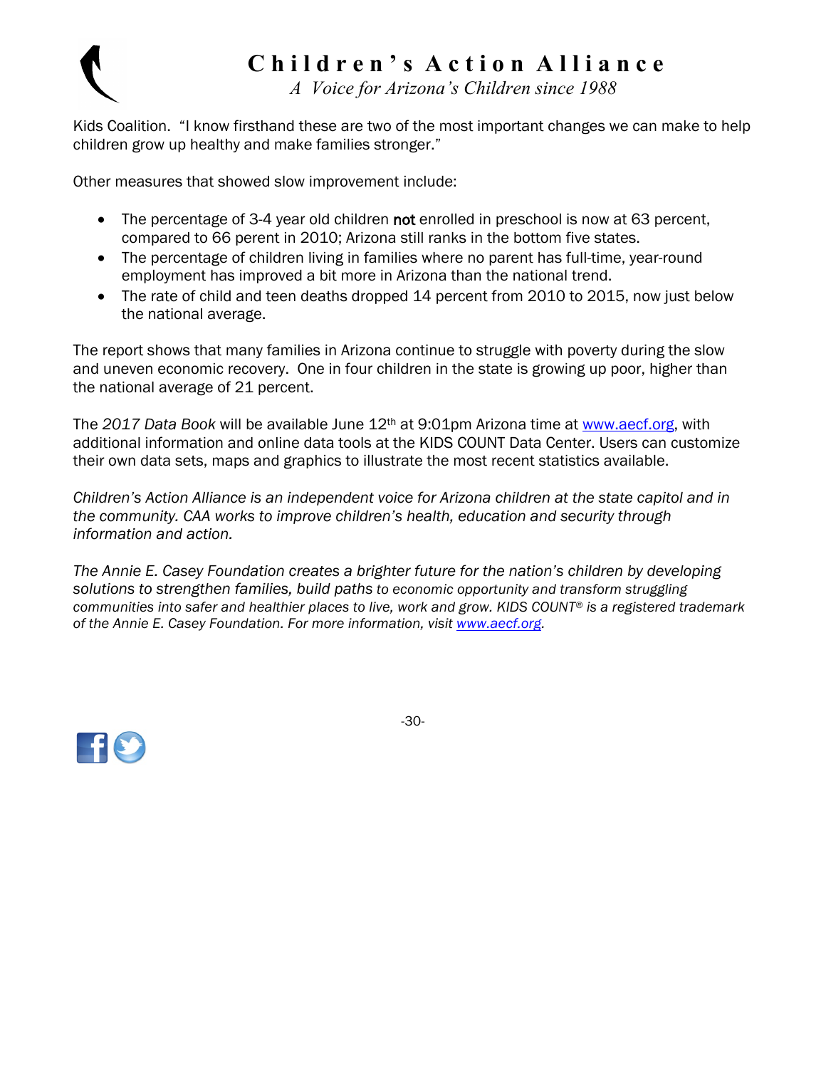Kids Coalition. “I know firsthand these are two of the most important changes we can make to help children grow up healthy and make families stronger.”

Other measures that showed slow improvement include:

- The percentage of 3-4 year old children **not** enrolled in preschool is now at 63 percent, compared to 66 perent in 2010; Arizona still ranks in the bottom five states.
- The percentage of children living in families where no parent has full-time, year-round employment has improved a bit more in Arizona than the national trend.
- The rate of child and teen deaths dropped 14 percent from 2010 to 2015, now just below the national average.

The report shows that many families in Arizona continue to struggle with poverty during the slow and uneven economic recovery. One in four children in the state is growing up poor, higher than the national average of 21 percent.

The *2017 Data Book* will be available June 12th at 9:01pm Arizona time at [www.aecf.org](http://www.aecf.org), with additional information and online data tools at the KIDS COUNT Data Center. Users can customize their own data sets, maps and graphics to illustrate the most recent statistics available.

*Children's Action Alliance is an independent voice for Arizona children at the state capitol and in the community. CAA works to improve children's health, education and security through information and action.*

*The Annie E. Casey Foundation creates a brighter future for the nation's children by developing solutions to strengthen families, build paths to economic opportunity and transform struggling communities into safer and healthier places to live, work and grow. KIDS COUNT® is a registered trademark of the Annie E. Casey Foundation. For more information, visit [www.aecf.org](http://www.aecf.org).*

-30-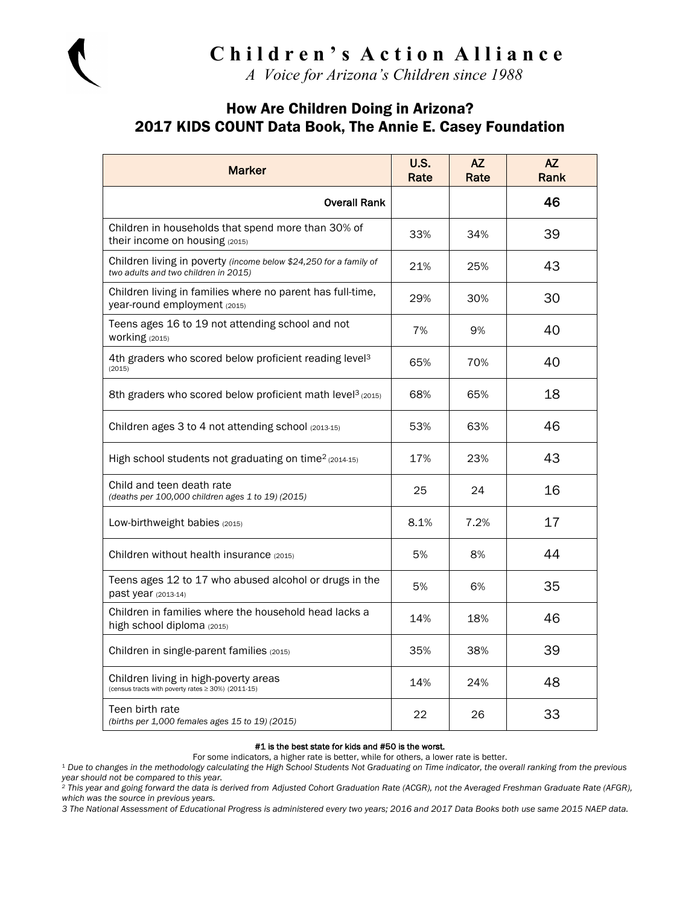# Children's Action Alliance

*A Voice for Arizona's Children since 1988*

## How Are Children Doing in Arizona?
## 2017 KIDS COUNT Data Book, The Annie E. Casey Foundation

| Marker | U.S. Rate | AZ Rate | AZ Rank |
|---|---|---|---|
| **Overall Rank** | | | **46** |
| Children in households that spend more than 30% of their income on housing (2015) | 33% | 34% | 39 |
| Children living in poverty *(income below $24,250 for a family of two adults and two children in 2015)* | 21% | 25% | 43 |
| Children living in families where no parent has full-time, year-round employment (2015) | 29% | 30% | 30 |
| Teens ages 16 to 19 not attending school and not working (2015) | 7% | 9% | 40 |
| 4th graders who scored below proficient reading level[3] (2015) | 65% | 70% | 40 |
| 8th graders who scored below proficient math level[3] (2015) | 68% | 65% | 18 |
| Children ages 3 to 4 not attending school (2013-15) | 53% | 63% | 46 |
| High school students not graduating on time[2] (2014-15) | 17% | 23% | 43 |
| Child and teen death rate *(deaths per 100,000 children ages 1 to 19) (2015)* | 25 | 24 | 16 |
| Low-birthweight babies (2015) | 8.1% | 7.2% | 17 |
| Children without health insurance (2015) | 5% | 8% | 44 |
| Teens ages 12 to 17 who abused alcohol or drugs in the past year (2013-14) | 5% | 6% | 35 |
| Children in families where the household head lacks a high school diploma (2015) | 14% | 18% | 46 |
| Children in single-parent families (2015) | 35% | 38% | 39 |
| Children living in high-poverty areas (census tracts with poverty rates ≥ 30%) (2011-15) | 14% | 24% | 48 |
| Teen birth rate *(births per 1,000 females ages 15 to 19) (2015)* | 22 | 26 | 33 |

**#1 is the best state for kids and #50 is the worst.**

For some indicators, a higher rate is better, while for others, a lower rate is better.

[1] *Due to changes in the methodology calculating the High School Students Not Graduating on Time indicator, the overall ranking from the previous year should not be compared to this year.*

[2] *This year and going forward the data is derived from Adjusted Cohort Graduation Rate (ACGR), not the Averaged Freshman Graduate Rate (AFGR), which was the source in previous years.*

*3 The National Assessment of Educational Progress is administered every two years; 2016 and 2017 Data Books both use same 2015 NAEP data.*